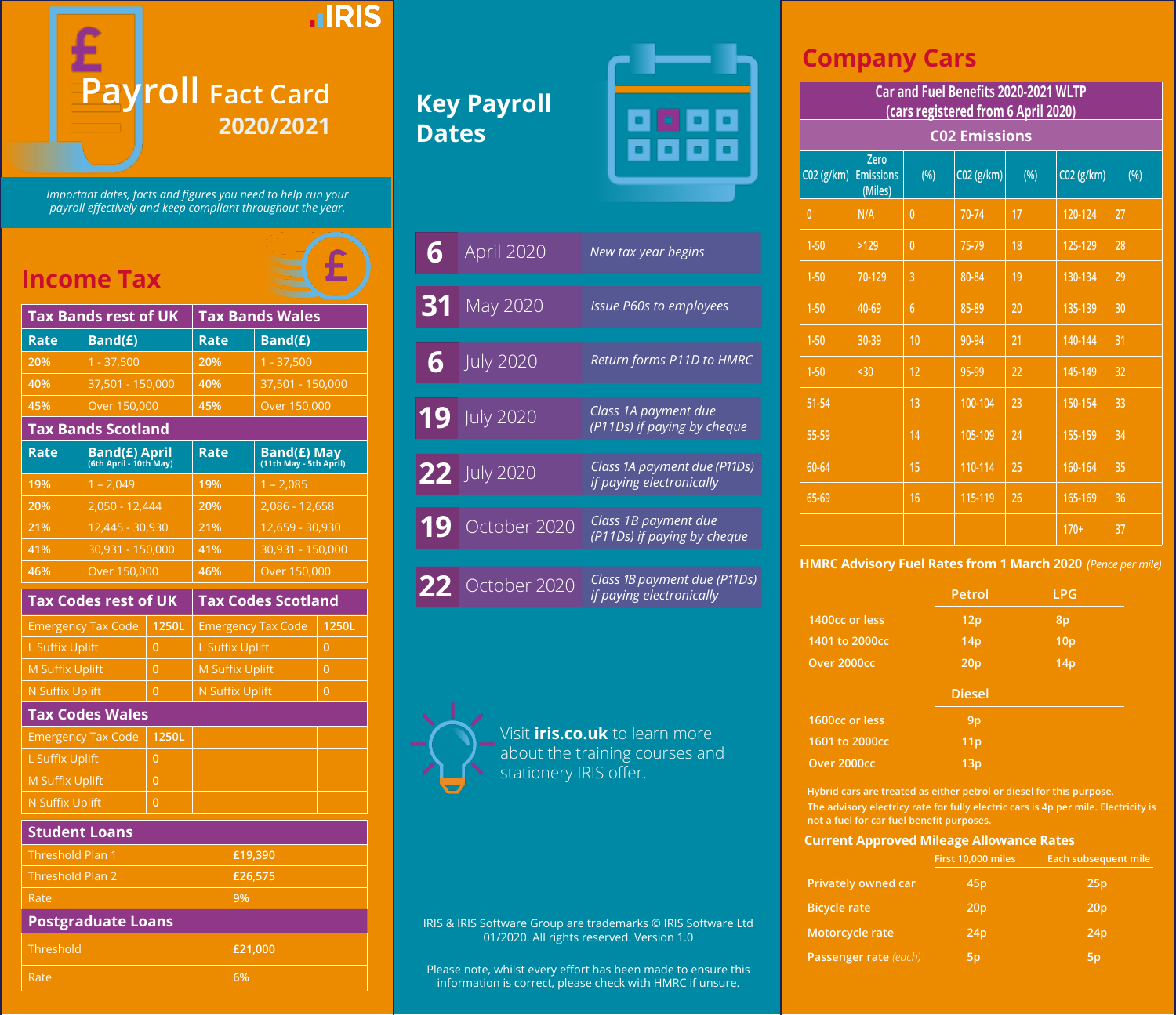# IRIS Payroll Fact Card 2020/2021

*Important dates, facts and figures you need to help run your payroll effectively and keep compliant throughout the year.*

## Income Tax

| Tax Bands rest of UK | | Tax Bands Wales | |
|---|---|---|---|
| **Rate** | **Band(£)** | **Rate** | **Band(£)** |
| 20% | 1 - 37,500 | 20% | 1 - 37,500 |
| 40% | 37,501 - 150,000 | 40% | 37,501 - 150,000 |
| 45% | Over 150,000 | 45% | Over 150,000 |

| Tax Bands Scotland | | | |
|---|---|---|---|
| **Rate** | **Band(£) April** (6th April - 10th May) | **Rate** | **Band(£) May** (11th May - 5th April) |
| 19% | 1 – 2,049 | 19% | 1 – 2,085 |
| 20% | 2,050 - 12,444 | 20% | 2,086 - 12,658 |
| 21% | 12,445 - 30,930 | 21% | 12,659 - 30,930 |
| 41% | 30,931 - 150,000 | 41% | 30,931 - 150,000 |
| 46% | Over 150,000 | 46% | Over 150,000 |

| Tax Codes rest of UK | | Tax Codes Scotland | |
|---|---|---|---|
| Emergency Tax Code | 1250L | Emergency Tax Code | 1250L |
| L Suffix Uplift | 0 | L Suffix Uplift | 0 |
| M Suffix Uplift | 0 | M Suffix Uplift | 0 |
| N Suffix Uplift | 0 | N Suffix Uplift | 0 |

| Tax Codes Wales | |
|---|---|
| Emergency Tax Code | 1250L |
| L Suffix Uplift | 0 |
| M Suffix Uplift | 0 |
| N Suffix Uplift | 0 |

| Student Loans | |
|---|---|
| Threshold Plan 1 | £19,390 |
| Threshold Plan 2 | £26,575 |
| Rate | 9% |

| Postgraduate Loans | |
|---|---|
| Threshold | £21,000 |
| Rate | 6% |

## Key Payroll Dates

| Date | | Event |
|---|---|---|
| **6** | April 2020 | *New tax year begins* |
| **31** | May 2020 | *Issue P60s to employees* |
| **6** | July 2020 | *Return forms P11D to HMRC* |
| **19** | July 2020 | *Class 1A payment due (P11Ds) if paying by cheque* |
| **22** | July 2020 | *Class 1A payment due (P11Ds) if paying electronically* |
| **19** | October 2020 | *Class 1B payment due (P11Ds) if paying by cheque* |
| **22** | October 2020 | *Class 1B payment due (P11Ds) if paying electronically* |

Visit **iris.co.uk** to learn more about the training courses and stationery IRIS offer.

IRIS & IRIS Software Group are trademarks © IRIS Software Ltd 01/2020. All rights reserved. Version 1.0

Please note, whilst every effort has been made to ensure this information is correct, please check with HMRC if unsure.

## Company Cars

**Car and Fuel Benefits 2020-2021 WLTP (cars registered from 6 April 2020)**

**C02 Emissions**

| C02 (g/km) | Zero Emissions (Miles) | (%) | C02 (g/km) | (%) | C02 (g/km) | (%) |
|---|---|---|---|---|---|---|
| 0 | N/A | 0 | 70-74 | 17 | 120-124 | 27 |
| 1-50 | >129 | 0 | 75-79 | 18 | 125-129 | 28 |
| 1-50 | 70-129 | 3 | 80-84 | 19 | 130-134 | 29 |
| 1-50 | 40-69 | 6 | 85-89 | 20 | 135-139 | 30 |
| 1-50 | 30-39 | 10 | 90-94 | 21 | 140-144 | 31 |
| 1-50 | <30 | 12 | 95-99 | 22 | 145-149 | 32 |
| 51-54 | | 13 | 100-104 | 23 | 150-154 | 33 |
| 55-59 | | 14 | 105-109 | 24 | 155-159 | 34 |
| 60-64 | | 15 | 110-114 | 25 | 160-164 | 35 |
| 65-69 | | 16 | 115-119 | 26 | 165-169 | 36 |
| | | | | | 170+ | 37 |

### HMRC Advisory Fuel Rates from 1 March 2020 *(Pence per mile)*

| | Petrol | LPG |
|---|---|---|
| 1400cc or less | 12p | 8p |
| 1401 to 2000cc | 14p | 10p |
| Over 2000cc | 20p | 14p |

| | Diesel |
|---|---|
| 1600cc or less | 9p |
| 1601 to 2000cc | 11p |
| Over 2000cc | 13p |

Hybrid cars are treated as either petrol or diesel for this purpose.

The advisory electricity rate for fully electric cars is 4p per mile. Electricity is not a fuel for car fuel benefit purposes.

### Current Approved Mileage Allowance Rates

| | First 10,000 miles | Each subsequent mile |
|---|---|---|
| Privately owned car | 45p | 25p |
| Bicycle rate | 20p | 20p |
| Motorcycle rate | 24p | 24p |
| Passenger rate *(each)* | 5p | 5p |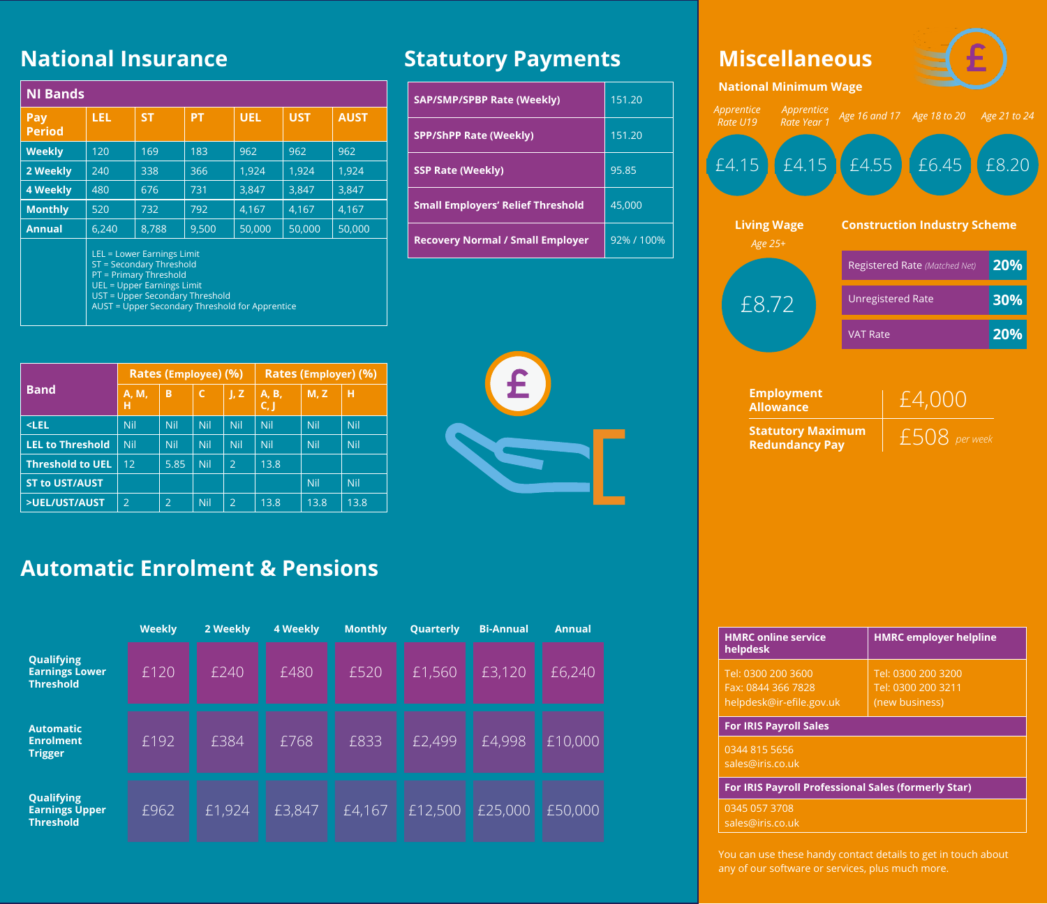# National Insurance

| NI Bands | | | | | | |
|---|---|---|---|---|---|---|
| **Pay Period** | **LEL** | **ST** | **PT** | **UEL** | **UST** | **AUST** |
| **Weekly** | 120 | 169 | 183 | 962 | 962 | 962 |
| **2 Weekly** | 240 | 338 | 366 | 1,924 | 1,924 | 1,924 |
| **4 Weekly** | 480 | 676 | 731 | 3,847 | 3,847 | 3,847 |
| **Monthly** | 520 | 732 | 792 | 4,167 | 4,167 | 4,167 |
| **Annual** | 6,240 | 8,788 | 9,500 | 50,000 | 50,000 | 50,000 |

LEL = Lower Earnings Limit
ST = Secondary Threshold
PT = Primary Threshold
UEL = Upper Earnings Limit
UST = Upper Secondary Threshold
AUST = Upper Secondary Threshold for Apprentice

| Band | Rates (Employee) (%) | | | | Rates (Employer) (%) | | |
|---|---|---|---|---|---|---|---|
| | **A, M, H** | **B** | **C** | **J, Z** | **A, B, C, J** | **M, Z** | **H** |
| **<LEL** | Nil | Nil | Nil | Nil | Nil | Nil | Nil |
| **LEL to Threshold** | Nil | Nil | Nil | Nil | Nil | Nil | Nil |
| **Threshold to UEL** | 12 | 5.85 | Nil | 2 | 13.8 | | |
| **ST to UST/AUST** | | | | | | Nil | Nil |
| **>UEL/UST/AUST** | 2 | 2 | Nil | 2 | 13.8 | 13.8 | 13.8 |

# Statutory Payments

| | |
|---|---|
| **SAP/SMP/SPBP Rate (Weekly)** | 151.20 |
| **SPP/ShPP Rate (Weekly)** | 151.20 |
| **SSP Rate (Weekly)** | 95.85 |
| **Small Employers' Relief Threshold** | 45,000 |
| **Recovery Normal / Small Employer** | 92% / 100% |

# Automatic Enrolment & Pensions

| | Weekly | 2 Weekly | 4 Weekly | Monthly | Quarterly | Bi-Annual | Annual |
|---|---|---|---|---|---|---|---|
| **Qualifying Earnings Lower Threshold** | £120 | £240 | £480 | £520 | £1,560 | £3,120 | £6,240 |
| **Automatic Enrolment Trigger** | £192 | £384 | £768 | £833 | £2,499 | £4,998 | £10,000 |
| **Qualifying Earnings Upper Threshold** | £962 | £1,924 | £3,847 | £4,167 | £12,500 | £25,000 | £50,000 |

# Miscellaneous

## National Minimum Wage

| *Apprentice Rate U19* | *Apprentice Rate Year 1* | *Age 16 and 17* | *Age 18 to 20* | *Age 21 to 24* |
|---|---|---|---|---|
| £4.15 | £4.15 | £4.55 | £6.45 | £8.20 |

## Living Wage

*Age 25+*

£8.72

## Construction Industry Scheme

| | |
|---|---|
| Registered Rate *(Matched Net)* | **20%** |
| Unregistered Rate | **30%** |
| VAT Rate | **20%** |

| | |
|---|---|
| **Employment Allowance** | £4,000 |
| **Statutory Maximum Redundancy Pay** | £508 *per week* |

| HMRC online service helpdesk | HMRC employer helpline |
|---|---|
| Tel: 0300 200 3600<br>Fax: 0844 366 7828<br>helpdesk@ir-efile.gov.uk | Tel: 0300 200 3200<br>Tel: 0300 200 3211<br>(new business) |

**For IRIS Payroll Sales**

0344 815 5656
sales@iris.co.uk

**For IRIS Payroll Professional Sales (formerly Star)**

0345 057 3708
sales@iris.co.uk

You can use these handy contact details to get in touch about any of our software or services, plus much more.